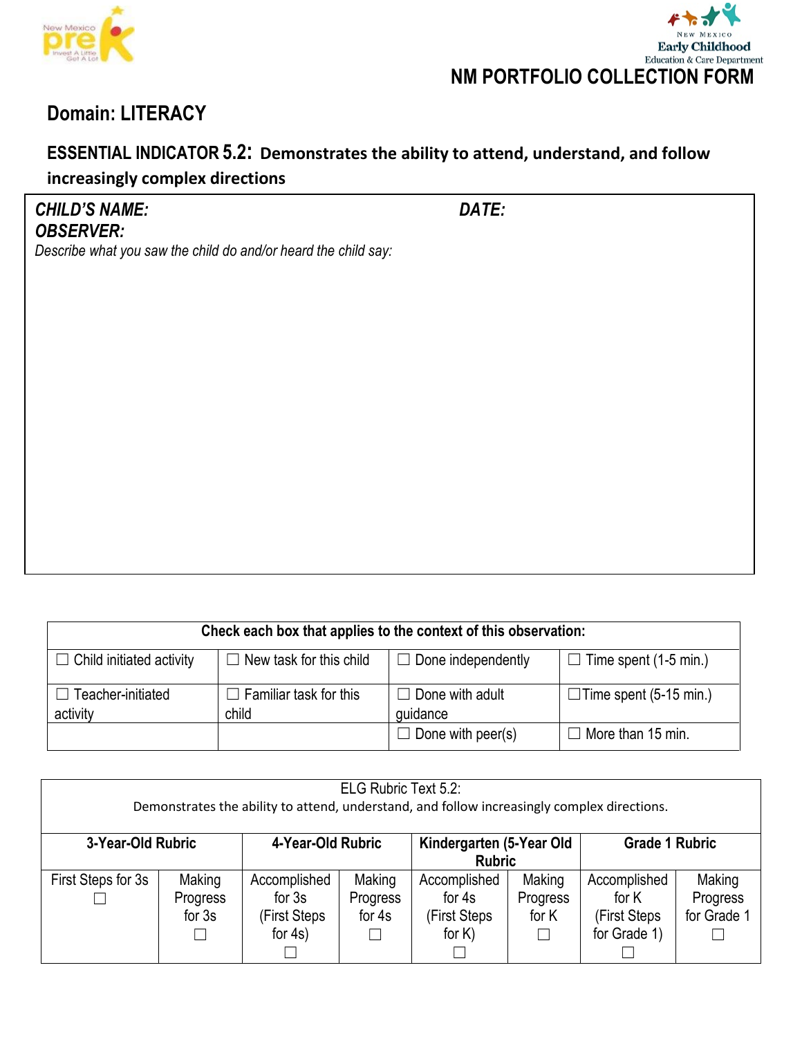New Mexico Early Childhood Education & Care Department

# NM PORTFOLIO COLLECTION FORM

## Domain: LITERACY

### ESSENTIAL INDICATOR 5.2: Demonstrates the ability to attend, understand, and follow increasingly complex directions

***CHILD'S NAME:*** ***DATE:***

***OBSERVER:***

*Describe what you saw the child do and/or heard the child say:*

| Check each box that applies to the context of this observation: | | | |
|---|---|---|---|
| ☐ Child initiated activity | ☐ New task for this child | ☐ Done independently | ☐ Time spent (1-5 min.) |
| ☐ Teacher-initiated activity | ☐ Familiar task for this child | ☐ Done with adult guidance | ☐Time spent (5-15 min.) |
| | | ☐ Done with peer(s) | ☐ More than 15 min. |

| ELG Rubric Text 5.2: Demonstrates the ability to attend, understand, and follow increasingly complex directions. | | | | | | | |
|---|---|---|---|---|---|---|---|
| **3-Year-Old Rubric** | | **4-Year-Old Rubric** | | **Kindergarten (5-Year Old Rubric** | | **Grade 1 Rubric** | |
| First Steps for 3s ☐ | Making Progress for 3s ☐ | Accomplished for 3s (First Steps for 4s) ☐ | Making Progress for 4s ☐ | Accomplished for 4s (First Steps for K) ☐ | Making Progress for K ☐ | Accomplished for K (First Steps for Grade 1) ☐ | Making Progress for Grade 1 ☐ |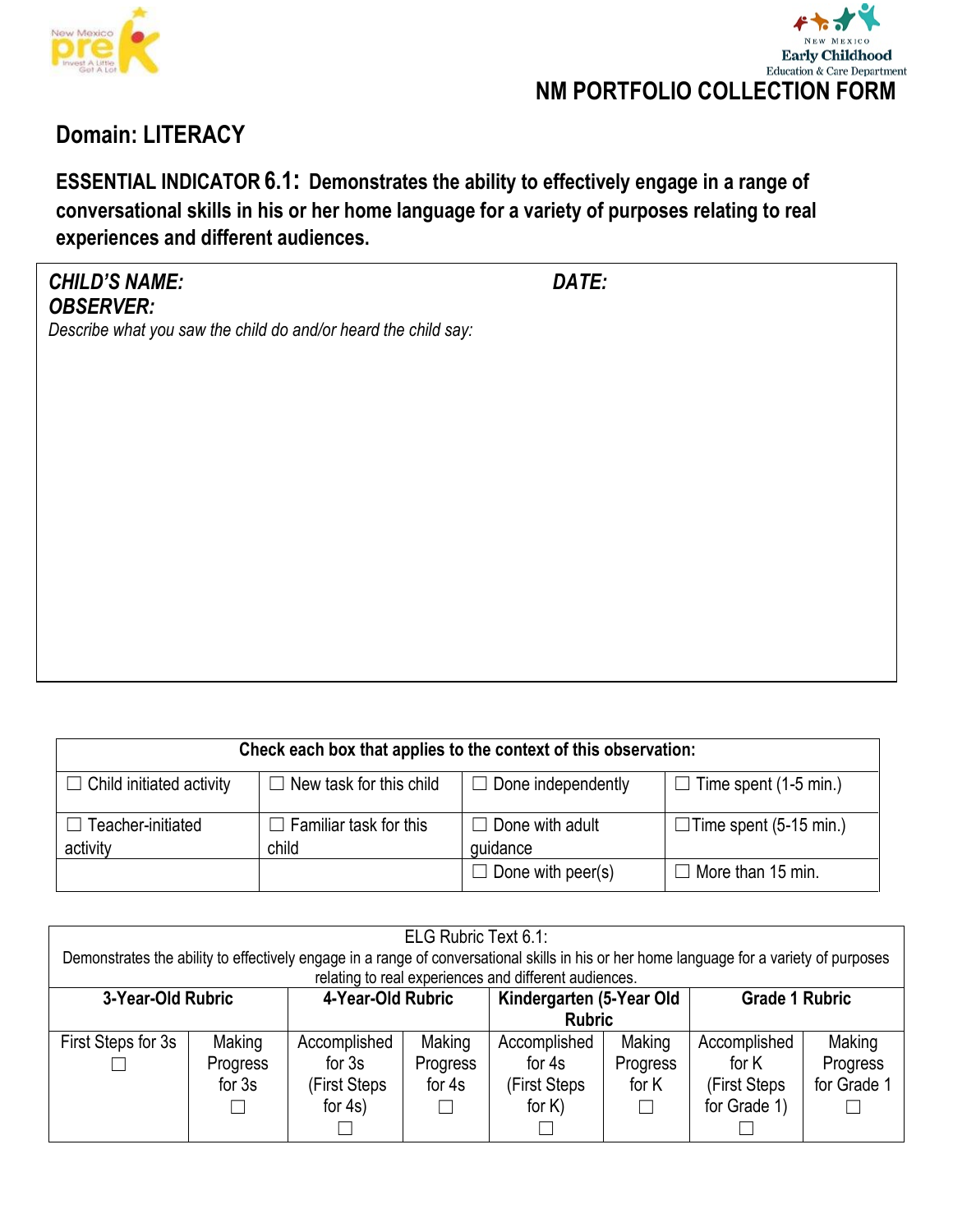NEW MEXICO Early Childhood Education & Care Department

# NM PORTFOLIO COLLECTION FORM

## Domain: LITERACY

**ESSENTIAL INDICATOR 6.1: Demonstrates the ability to effectively engage in a range of conversational skills in his or her home language for a variety of purposes relating to real experiences and different audiences.**

***CHILD'S NAME:*** ***DATE:***

***OBSERVER:***

*Describe what you saw the child do and/or heard the child say:*

| Check each box that applies to the context of this observation: | | | |
|---|---|---|---|
| ☐ Child initiated activity | ☐ New task for this child | ☐ Done independently | ☐ Time spent (1-5 min.) |
| ☐ Teacher-initiated activity | ☐ Familiar task for this child | ☐ Done with adult guidance | ☐Time spent (5-15 min.) |
| | | ☐ Done with peer(s) | ☐ More than 15 min. |

| ELG Rubric Text 6.1: Demonstrates the ability to effectively engage in a range of conversational skills in his or her home language for a variety of purposes relating to real experiences and different audiences. | | | | | | | |
|---|---|---|---|---|---|---|---|
| **3-Year-Old Rubric** | | **4-Year-Old Rubric** | | **Kindergarten (5-Year Old Rubric** | | **Grade 1 Rubric** | |
| First Steps for 3s ☐ | Making Progress for 3s ☐ | Accomplished for 3s (First Steps for 4s) ☐ | Making Progress for 4s ☐ | Accomplished for 4s (First Steps for K) ☐ | Making Progress for K ☐ | Accomplished for K (First Steps for Grade 1) ☐ | Making Progress for Grade 1 ☐ |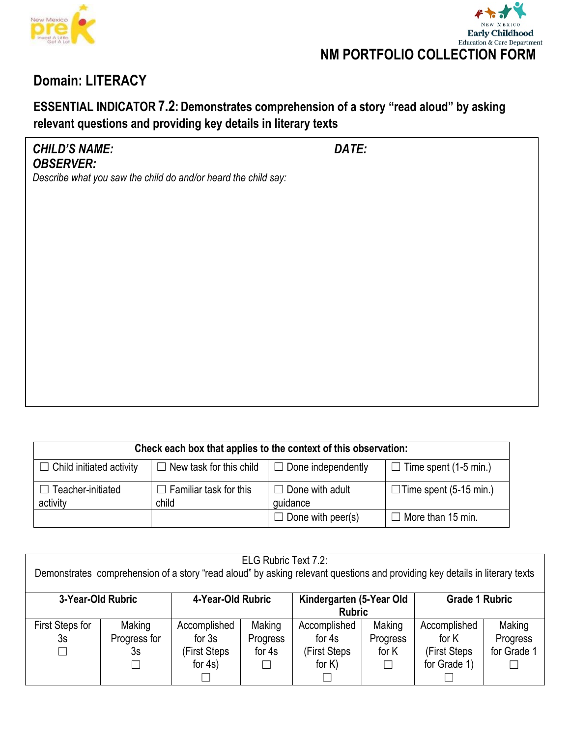New Mexico Early Childhood Education & Care Department

# NM PORTFOLIO COLLECTION FORM

## Domain: LITERACY

### ESSENTIAL INDICATOR 7.2: Demonstrates comprehension of a story "read aloud" by asking relevant questions and providing key details in literary texts

***CHILD'S NAME:*** ***DATE:***

***OBSERVER:***

*Describe what you saw the child do and/or heard the child say:*

| Check each box that applies to the context of this observation: | | | |
|---|---|---|---|
| ☐ Child initiated activity | ☐ New task for this child | ☐ Done independently | ☐ Time spent (1-5 min.) |
| ☐ Teacher-initiated activity | ☐ Familiar task for this child | ☐ Done with adult guidance | ☐Time spent (5-15 min.) |
| | | ☐ Done with peer(s) | ☐ More than 15 min. |

| ELG Rubric Text 7.2: Demonstrates comprehension of a story "read aloud" by asking relevant questions and providing key details in literary texts | | | | | | | |
|---|---|---|---|---|---|---|---|
| **3-Year-Old Rubric** | | **4-Year-Old Rubric** | | **Kindergarten (5-Year Old Rubric** | | **Grade 1 Rubric** | |
| First Steps for 3s ☐ | Making Progress for 3s ☐ | Accomplished for 3s (First Steps for 4s) ☐ | Making Progress for 4s ☐ | Accomplished for 4s (First Steps for K) ☐ | Making Progress for K ☐ | Accomplished for K (First Steps for Grade 1) ☐ | Making Progress for Grade 1 ☐ |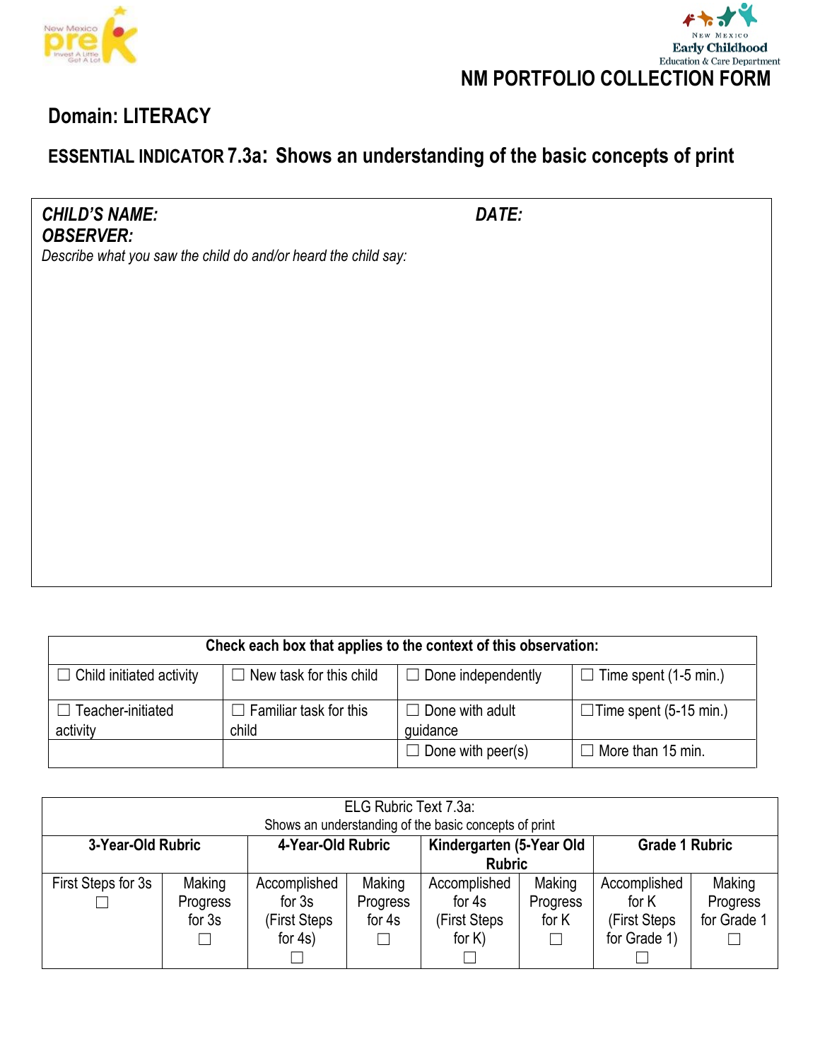# NM PORTFOLIO COLLECTION FORM

## Domain: LITERACY

### ESSENTIAL INDICATOR 7.3a: Shows an understanding of the basic concepts of print

***CHILD'S NAME:*** ***DATE:***

***OBSERVER:***

*Describe what you saw the child do and/or heard the child say:*

| Check each box that applies to the context of this observation: | | | |
|---|---|---|---|
| ☐ Child initiated activity | ☐ New task for this child | ☐ Done independently | ☐ Time spent (1-5 min.) |
| ☐ Teacher-initiated activity | ☐ Familiar task for this child | ☐ Done with adult guidance | ☐Time spent (5-15 min.) |
| | | ☐ Done with peer(s) | ☐ More than 15 min. |

| ELG Rubric Text 7.3a: Shows an understanding of the basic concepts of print | | | | | | | |
|---|---|---|---|---|---|---|---|
| **3-Year-Old Rubric** | | **4-Year-Old Rubric** | | **Kindergarten (5-Year Old Rubric** | | **Grade 1 Rubric** | |
| First Steps for 3s ☐ | Making Progress for 3s ☐ | Accomplished for 3s (First Steps for 4s) ☐ | Making Progress for 4s ☐ | Accomplished for 4s (First Steps for K) ☐ | Making Progress for K ☐ | Accomplished for K (First Steps for Grade 1) ☐ | Making Progress for Grade 1 ☐ |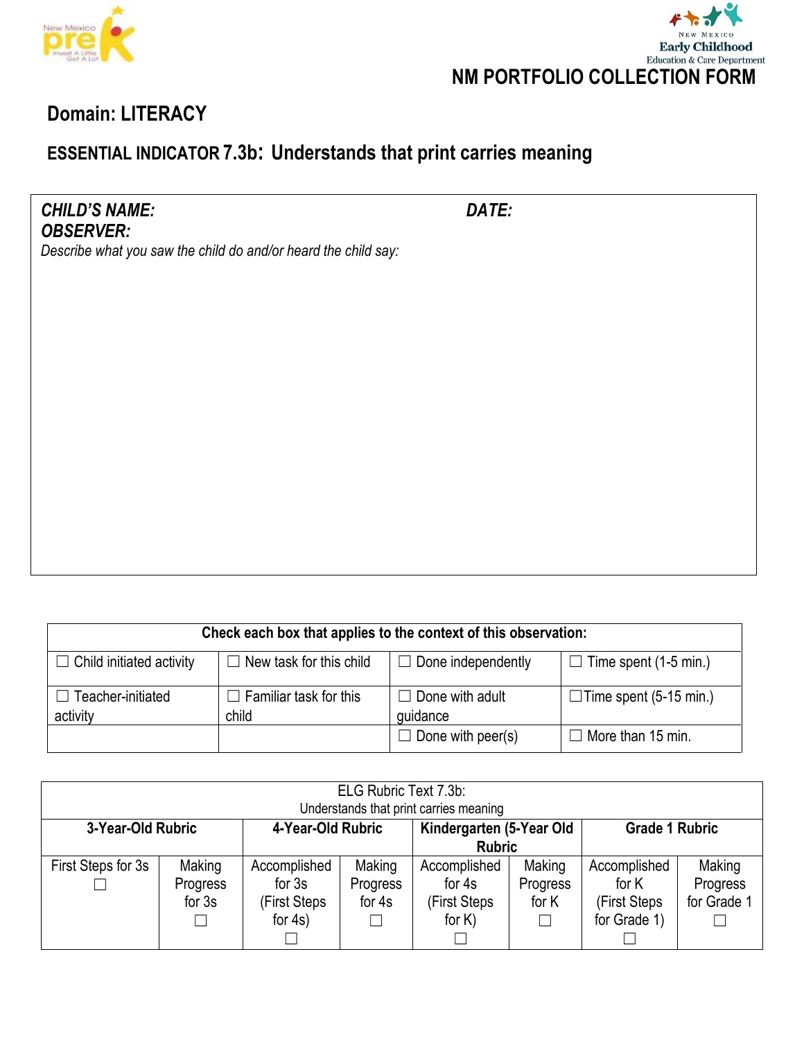NEW MEXICO Early Childhood Education & Care Department

# NM PORTFOLIO COLLECTION FORM

## Domain: LITERACY

### ESSENTIAL INDICATOR 7.3b: Understands that print carries meaning

***CHILD'S NAME:*** ***DATE:***

***OBSERVER:***

*Describe what you saw the child do and/or heard the child say:*

| Check each box that applies to the context of this observation: | | | |
|---|---|---|---|
| ☐ Child initiated activity | ☐ New task for this child | ☐ Done independently | ☐ Time spent (1-5 min.) |
| ☐ Teacher-initiated activity | ☐ Familiar task for this child | ☐ Done with adult guidance | ☐Time spent (5-15 min.) |
| | | ☐ Done with peer(s) | ☐ More than 15 min. |

| ELG Rubric Text 7.3b: Understands that print carries meaning | | | | | | | |
|---|---|---|---|---|---|---|---|
| **3-Year-Old Rubric** | | **4-Year-Old Rubric** | | **Kindergarten (5-Year Old Rubric** | | **Grade 1 Rubric** | |
| First Steps for 3s ☐ | Making Progress for 3s ☐ | Accomplished for 3s (First Steps for 4s) ☐ | Making Progress for 4s ☐ | Accomplished for 4s (First Steps for K) ☐ | Making Progress for K ☐ | Accomplished for K (First Steps for Grade 1) ☐ | Making Progress for Grade 1 ☐ |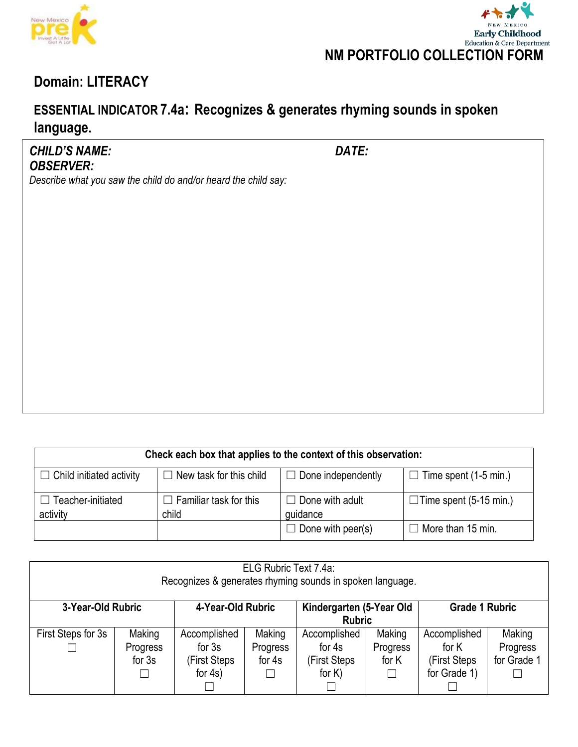NM PORTFOLIO COLLECTION FORM

## Domain: LITERACY

### ESSENTIAL INDICATOR 7.4a: Recognizes & generates rhyming sounds in spoken language.

***CHILD'S NAME:*** ***DATE:***
***OBSERVER:***
*Describe what you saw the child do and/or heard the child say:*

| Check each box that applies to the context of this observation: | | | |
|---|---|---|---|
| ☐ Child initiated activity | ☐ New task for this child | ☐ Done independently | ☐ Time spent (1-5 min.) |
| ☐ Teacher-initiated activity | ☐ Familiar task for this child | ☐ Done with adult guidance | ☐Time spent (5-15 min.) |
| | | ☐ Done with peer(s) | ☐ More than 15 min. |

| ELG Rubric Text 7.4a: Recognizes & generates rhyming sounds in spoken language. | | | | | | | |
|---|---|---|---|---|---|---|---|
| **3-Year-Old Rubric** | | **4-Year-Old Rubric** | | **Kindergarten (5-Year Old Rubric** | | **Grade 1 Rubric** | |
| First Steps for 3s ☐ | Making Progress for 3s ☐ | Accomplished for 3s (First Steps for 4s) ☐ | Making Progress for 4s ☐ | Accomplished for 4s (First Steps for K) ☐ | Making Progress for K ☐ | Accomplished for K (First Steps for Grade 1) ☐ | Making Progress for Grade 1 ☐ |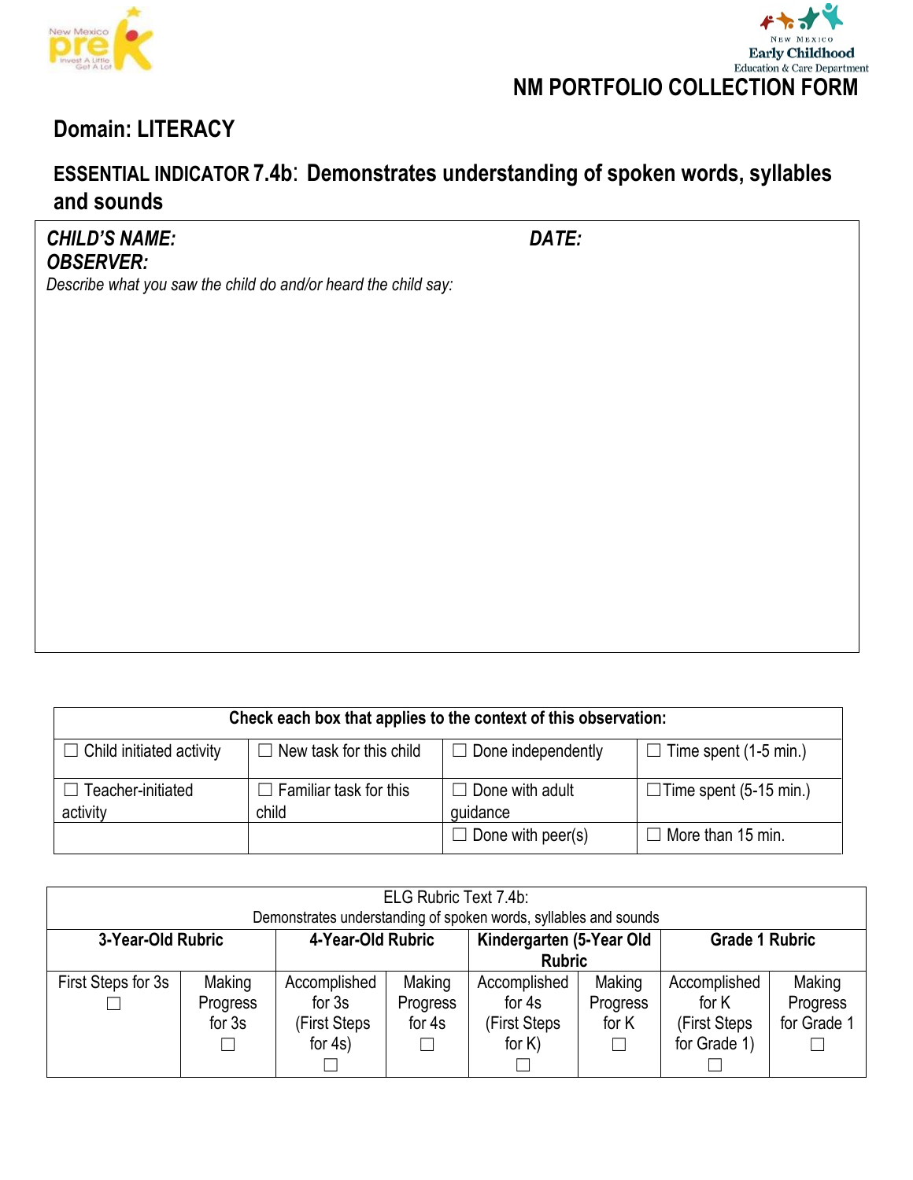# NM PORTFOLIO COLLECTION FORM

## Domain: LITERACY

### ESSENTIAL INDICATOR 7.4b: Demonstrates understanding of spoken words, syllables and sounds

***CHILD'S NAME:*** ***DATE:***

***OBSERVER:***

*Describe what you saw the child do and/or heard the child say:*

| Check each box that applies to the context of this observation: | | | |
|---|---|---|---|
| ☐ Child initiated activity | ☐ New task for this child | ☐ Done independently | ☐ Time spent (1-5 min.) |
| ☐ Teacher-initiated activity | ☐ Familiar task for this child | ☐ Done with adult guidance | ☐Time spent (5-15 min.) |
| | | ☐ Done with peer(s) | ☐ More than 15 min. |

| ELG Rubric Text 7.4b: Demonstrates understanding of spoken words, syllables and sounds | | | | | | | |
|---|---|---|---|---|---|---|---|
| **3-Year-Old Rubric** | | **4-Year-Old Rubric** | | **Kindergarten (5-Year Old Rubric** | | **Grade 1 Rubric** | |
| First Steps for 3s ☐ | Making Progress for 3s ☐ | Accomplished for 3s (First Steps for 4s) ☐ | Making Progress for 4s ☐ | Accomplished for 4s (First Steps for K) ☐ | Making Progress for K ☐ | Accomplished for K (First Steps for Grade 1) ☐ | Making Progress for Grade 1 ☐ |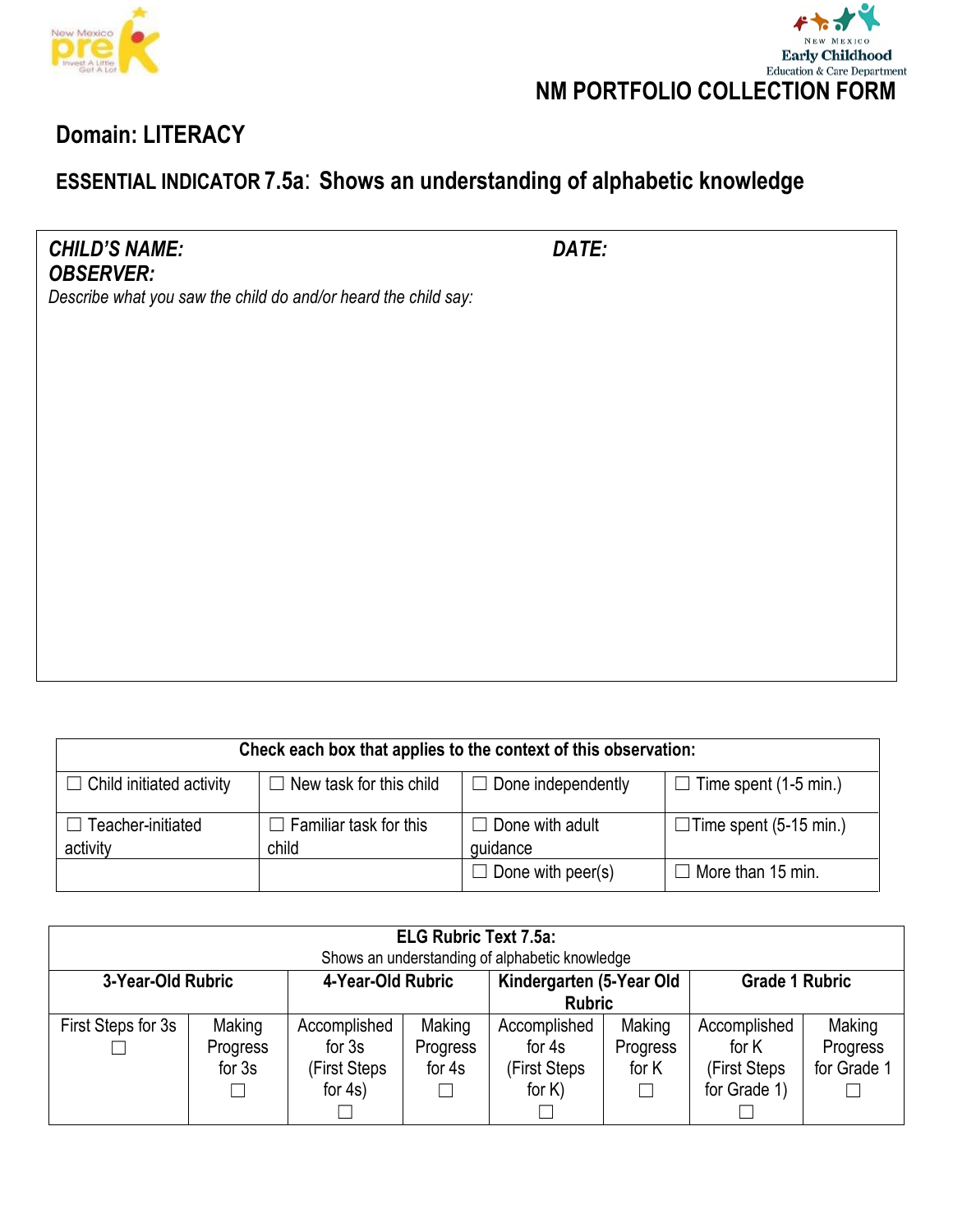New Mexico Early Childhood Education & Care Department

# NM PORTFOLIO COLLECTION FORM

## Domain: LITERACY

### ESSENTIAL INDICATOR 7.5a: Shows an understanding of alphabetic knowledge

***CHILD'S NAME:*** ***DATE:***

***OBSERVER:***

*Describe what you saw the child do and/or heard the child say:*

| Check each box that applies to the context of this observation: | | | |
|---|---|---|---|
| ☐ Child initiated activity | ☐ New task for this child | ☐ Done independently | ☐ Time spent (1-5 min.) |
| ☐ Teacher-initiated activity | ☐ Familiar task for this child | ☐ Done with adult guidance | ☐Time spent (5-15 min.) |
| | | ☐ Done with peer(s) | ☐ More than 15 min. |

| **ELG Rubric Text 7.5a:** Shows an understanding of alphabetic knowledge | | | | | | | |
|---|---|---|---|---|---|---|---|
| **3-Year-Old Rubric** | | **4-Year-Old Rubric** | | **Kindergarten (5-Year Old Rubric** | | **Grade 1 Rubric** | |
| First Steps for 3s ☐ | Making Progress for 3s ☐ | Accomplished for 3s (First Steps for 4s) ☐ | Making Progress for 4s ☐ | Accomplished for 4s (First Steps for K) ☐ | Making Progress for K ☐ | Accomplished for K (First Steps for Grade 1) ☐ | Making Progress for Grade 1 ☐ |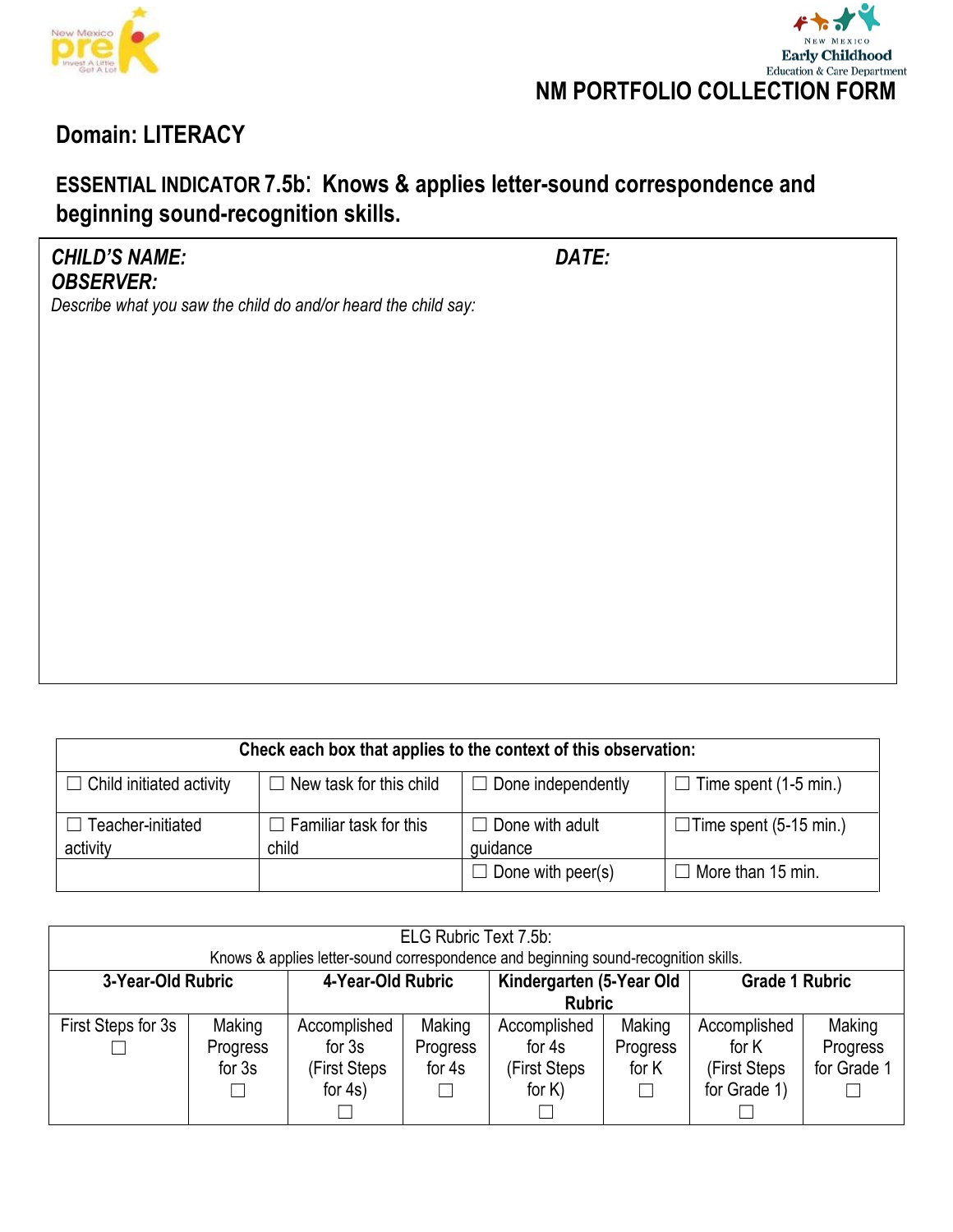New Mexico Early Childhood Education & Care Department

# NM PORTFOLIO COLLECTION FORM

## Domain: LITERACY

### ESSENTIAL INDICATOR 7.5b: Knows & applies letter-sound correspondence and beginning sound-recognition skills.

***CHILD'S NAME:*** ***DATE:***

***OBSERVER:***

*Describe what you saw the child do and/or heard the child say:*

| Check each box that applies to the context of this observation: | | | |
|---|---|---|---|
| ☐ Child initiated activity | ☐ New task for this child | ☐ Done independently | ☐ Time spent (1-5 min.) |
| ☐ Teacher-initiated activity | ☐ Familiar task for this child | ☐ Done with adult guidance | ☐Time spent (5-15 min.) |
| | | ☐ Done with peer(s) | ☐ More than 15 min. |

| ELG Rubric Text 7.5b: Knows & applies letter-sound correspondence and beginning sound-recognition skills. | | | | | | | |
|---|---|---|---|---|---|---|---|
| **3-Year-Old Rubric** | | **4-Year-Old Rubric** | | **Kindergarten (5-Year Old Rubric** | | **Grade 1 Rubric** | |
| First Steps for 3s ☐ | Making Progress for 3s ☐ | Accomplished for 3s (First Steps for 4s) ☐ | Making Progress for 4s ☐ | Accomplished for 4s (First Steps for K) ☐ | Making Progress for K ☐ | Accomplished for K (First Steps for Grade 1) ☐ | Making Progress for Grade 1 ☐ |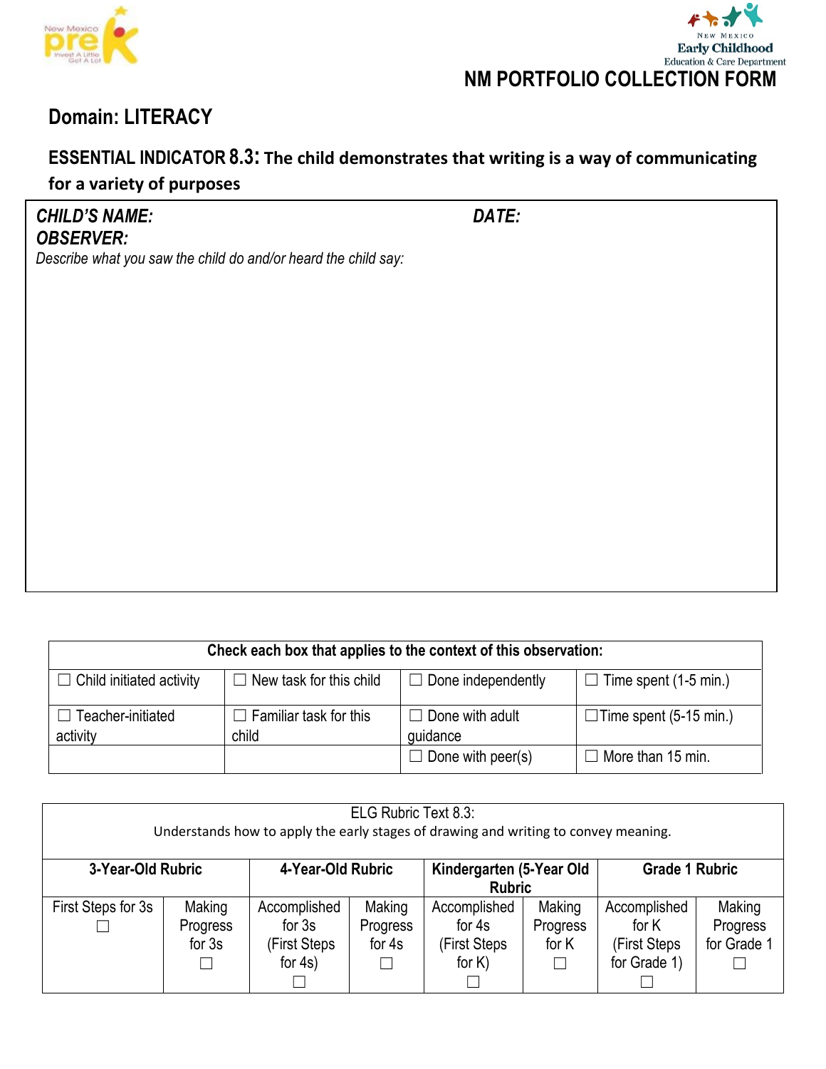NM PORTFOLIO COLLECTION FORM

## Domain: LITERACY

### ESSENTIAL INDICATOR 8.3: The child demonstrates that writing is a way of communicating for a variety of purposes

***CHILD'S NAME:*** ***DATE:***
***OBSERVER:***
*Describe what you saw the child do and/or heard the child say:*

| Check each box that applies to the context of this observation: | | | |
|---|---|---|---|
| ☐ Child initiated activity | ☐ New task for this child | ☐ Done independently | ☐ Time spent (1-5 min.) |
| ☐ Teacher-initiated activity | ☐ Familiar task for this child | ☐ Done with adult guidance | ☐Time spent (5-15 min.) |
| | | ☐ Done with peer(s) | ☐ More than 15 min. |

| ELG Rubric Text 8.3: Understands how to apply the early stages of drawing and writing to convey meaning. | | | | | | | |
|---|---|---|---|---|---|---|---|
| **3-Year-Old Rubric** | | **4-Year-Old Rubric** | | **Kindergarten (5-Year Old Rubric** | | **Grade 1 Rubric** | |
| First Steps for 3s ☐ | Making Progress for 3s ☐ | Accomplished for 3s (First Steps for 4s) ☐ | Making Progress for 4s ☐ | Accomplished for 4s (First Steps for K) ☐ | Making Progress for K ☐ | Accomplished for K (First Steps for Grade 1) ☐ | Making Progress for Grade 1 ☐ |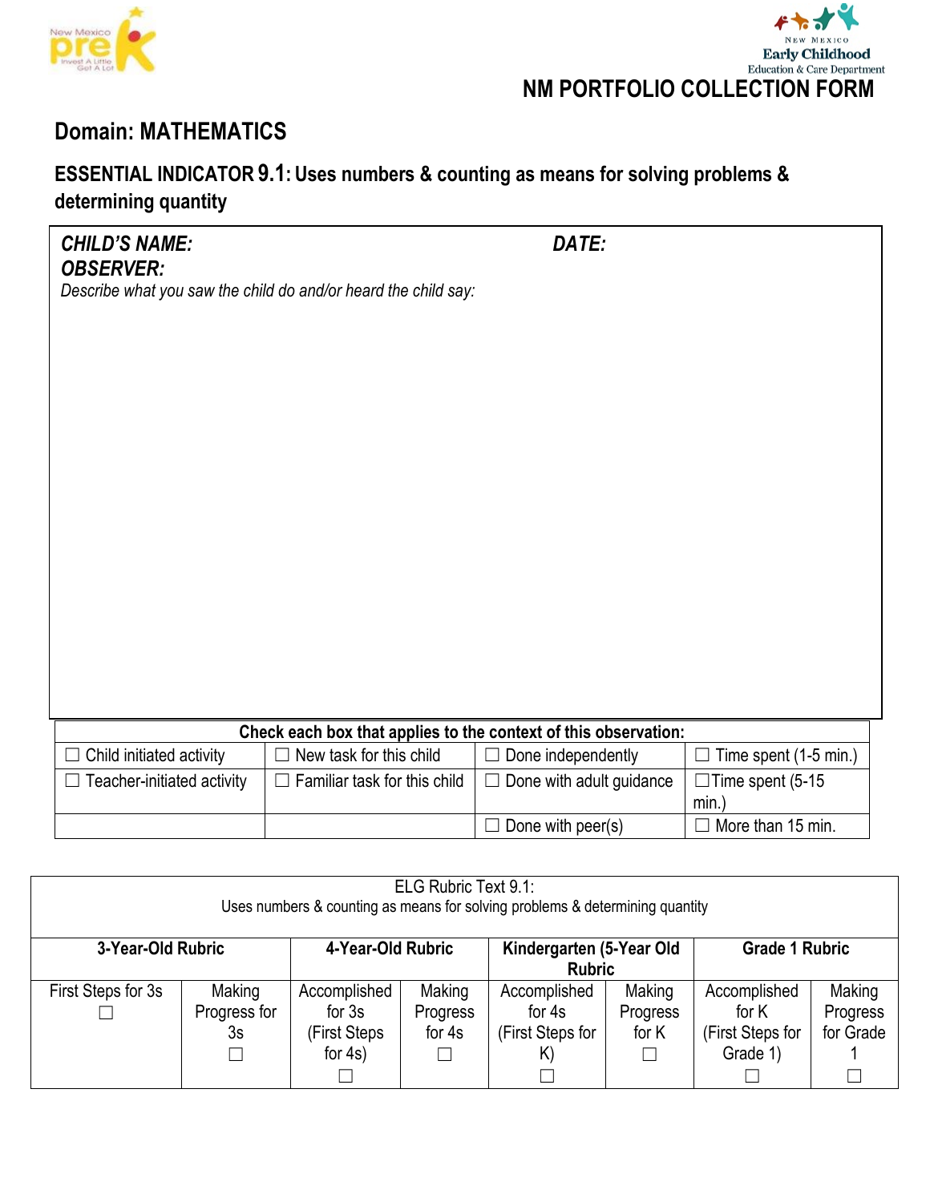NEW MEXICO Early Childhood Education & Care Department

# NM PORTFOLIO COLLECTION FORM

## Domain: MATHEMATICS

### ESSENTIAL INDICATOR 9.1: Uses numbers & counting as means for solving problems & determining quantity

***CHILD'S NAME:*** ***DATE:***

***OBSERVER:***

*Describe what you saw the child do and/or heard the child say:*

| Check each box that applies to the context of this observation: | | | |
|---|---|---|---|
| ☐ Child initiated activity | ☐ New task for this child | ☐ Done independently | ☐ Time spent (1-5 min.) |
| ☐ Teacher-initiated activity | ☐ Familiar task for this child | ☐ Done with adult guidance | ☐Time spent (5-15 min.) |
| | | ☐ Done with peer(s) | ☐ More than 15 min. |

| ELG Rubric Text 9.1: Uses numbers & counting as means for solving problems & determining quantity | | | | | | | |
|---|---|---|---|---|---|---|---|
| **3-Year-Old Rubric** | | **4-Year-Old Rubric** | | **Kindergarten (5-Year Old Rubric** | | **Grade 1 Rubric** | |
| First Steps for 3s ☐ | Making Progress for 3s ☐ | Accomplished for 3s (First Steps for 4s) ☐ | Making Progress for 4s ☐ | Accomplished for 4s (First Steps for K) ☐ | Making Progress for K ☐ | Accomplished for K (First Steps for Grade 1) ☐ | Making Progress for Grade 1 ☐ |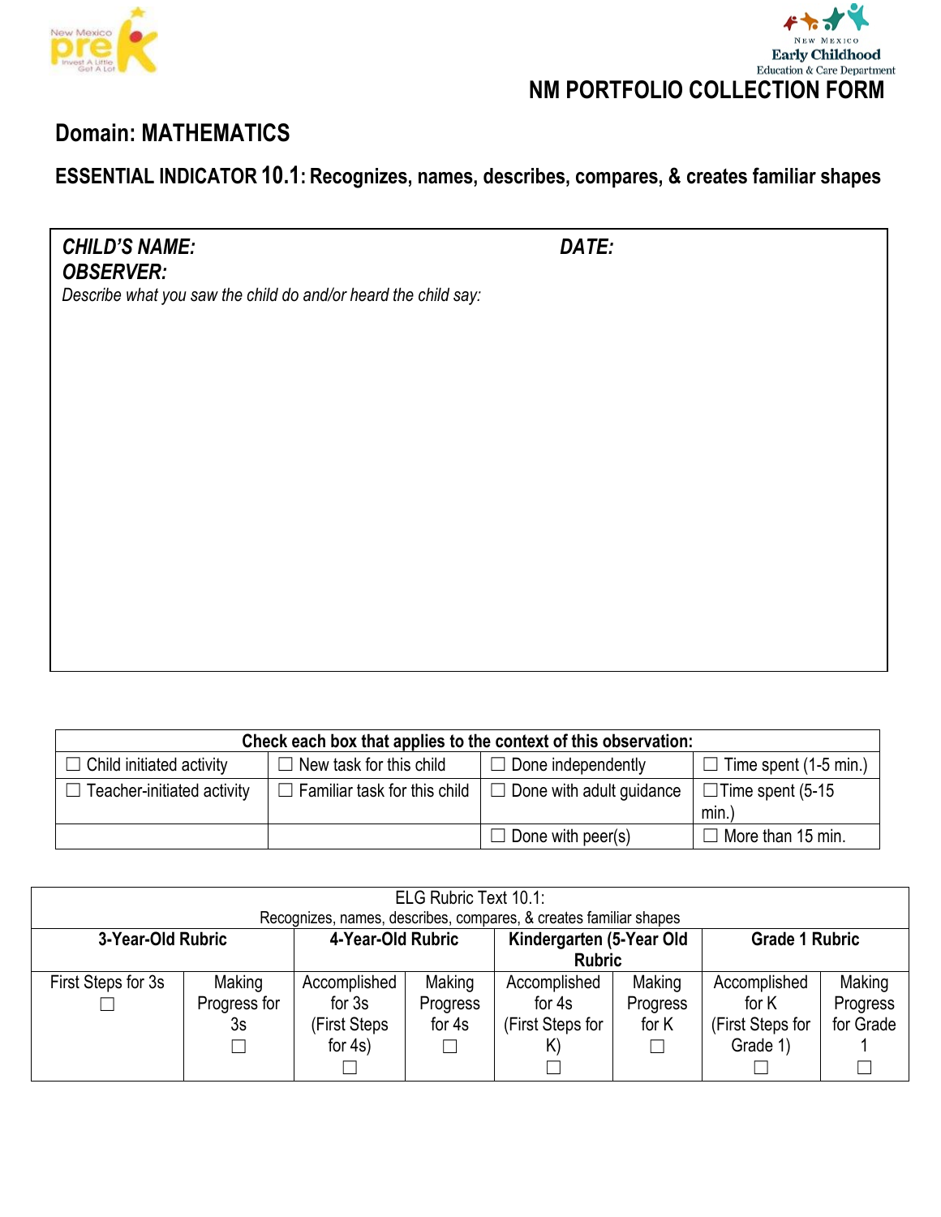NM PORTFOLIO COLLECTION FORM

## Domain: MATHEMATICS

### ESSENTIAL INDICATOR 10.1: Recognizes, names, describes, compares, & creates familiar shapes

***CHILD'S NAME:*** ***DATE:***

***OBSERVER:***

*Describe what you saw the child do and/or heard the child say:*

| Check each box that applies to the context of this observation: | | | |
|---|---|---|---|
| ☐ Child initiated activity | ☐ New task for this child | ☐ Done independently | ☐ Time spent (1-5 min.) |
| ☐ Teacher-initiated activity | ☐ Familiar task for this child | ☐ Done with adult guidance | ☐Time spent (5-15 min.) |
| | | ☐ Done with peer(s) | ☐ More than 15 min. |

| ELG Rubric Text 10.1: Recognizes, names, describes, compares, & creates familiar shapes | | | | | | | |
|---|---|---|---|---|---|---|---|
| **3-Year-Old Rubric** | | **4-Year-Old Rubric** | | **Kindergarten (5-Year Old Rubric** | | **Grade 1 Rubric** | |
| First Steps for 3s ☐ | Making Progress for 3s ☐ | Accomplished for 3s (First Steps for 4s) ☐ | Making Progress for 4s ☐ | Accomplished for 4s (First Steps for K) ☐ | Making Progress for K ☐ | Accomplished for K (First Steps for Grade 1) ☐ | Making Progress for Grade 1 ☐ |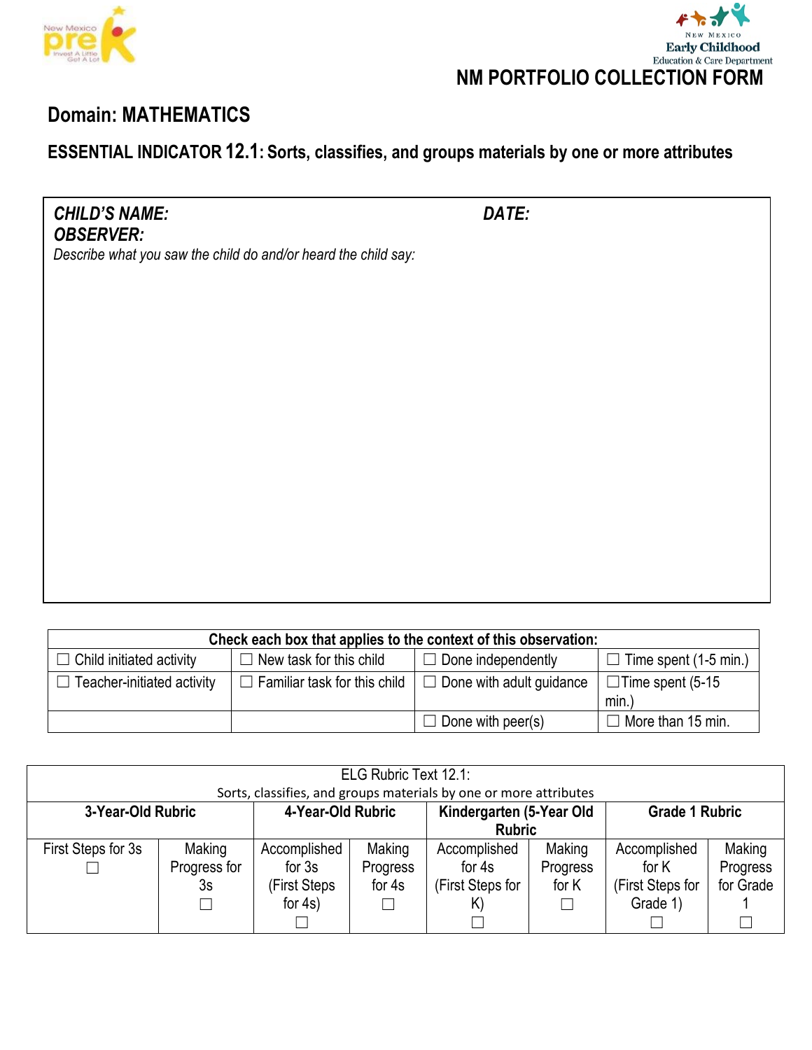NM PORTFOLIO COLLECTION FORM

## Domain: MATHEMATICS

### ESSENTIAL INDICATOR 12.1: Sorts, classifies, and groups materials by one or more attributes

***CHILD'S NAME:*** ***DATE:***

***OBSERVER:***

*Describe what you saw the child do and/or heard the child say:*

| Check each box that applies to the context of this observation: | | | |
|---|---|---|---|
| ☐ Child initiated activity | ☐ New task for this child | ☐ Done independently | ☐ Time spent (1-5 min.) |
| ☐ Teacher-initiated activity | ☐ Familiar task for this child | ☐ Done with adult guidance | ☐Time spent (5-15 min.) |
| | | ☐ Done with peer(s) | ☐ More than 15 min. |

| ELG Rubric Text 12.1: Sorts, classifies, and groups materials by one or more attributes | | | | | | | |
|---|---|---|---|---|---|---|---|
| **3-Year-Old Rubric** | | **4-Year-Old Rubric** | | **Kindergarten (5-Year Old Rubric** | | **Grade 1 Rubric** | |
| First Steps for 3s ☐ | Making Progress for 3s ☐ | Accomplished for 3s (First Steps for 4s) ☐ | Making Progress for 4s ☐ | Accomplished for 4s (First Steps for K) ☐ | Making Progress for K ☐ | Accomplished for K (First Steps for Grade 1) ☐ | Making Progress for Grade 1 ☐ |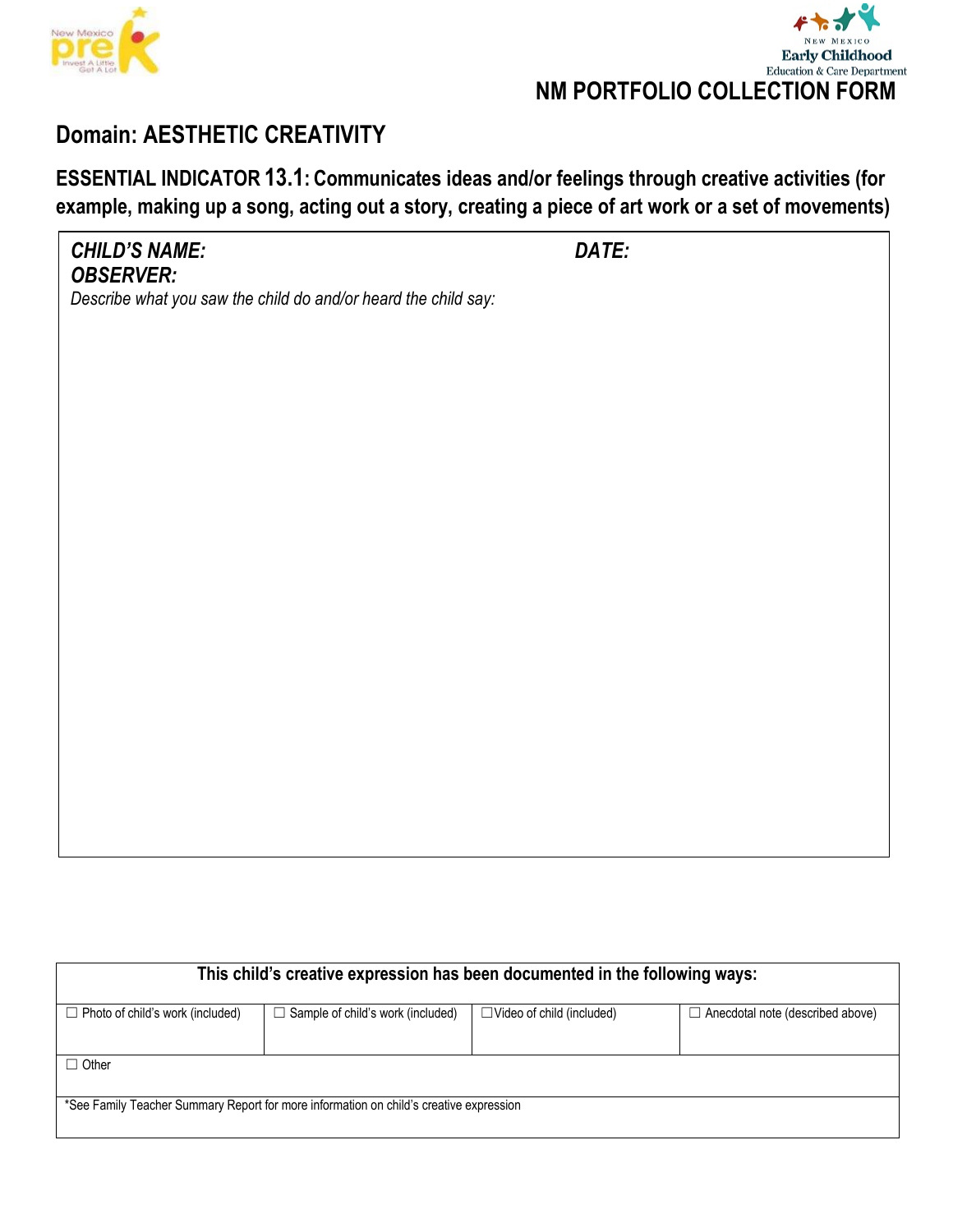New Mexico Early Childhood Education & Care Department

# NM PORTFOLIO COLLECTION FORM

## Domain: AESTHETIC CREATIVITY

### ESSENTIAL INDICATOR 13.1: Communicates ideas and/or feelings through creative activities (for example, making up a song, acting out a story, creating a piece of art work or a set of movements)

***CHILD'S NAME:*** ***DATE:***

***OBSERVER:***

*Describe what you saw the child do and/or heard the child say:*

| This child's creative expression has been documented in the following ways: | | | |
|---|---|---|---|
| ☐ Photo of child's work (included) | ☐ Sample of child's work (included) | ☐Video of child (included) | ☐ Anecdotal note (described above) |
| ☐ Other | | | |
| *See Family Teacher Summary Report for more information on child's creative expression | | | |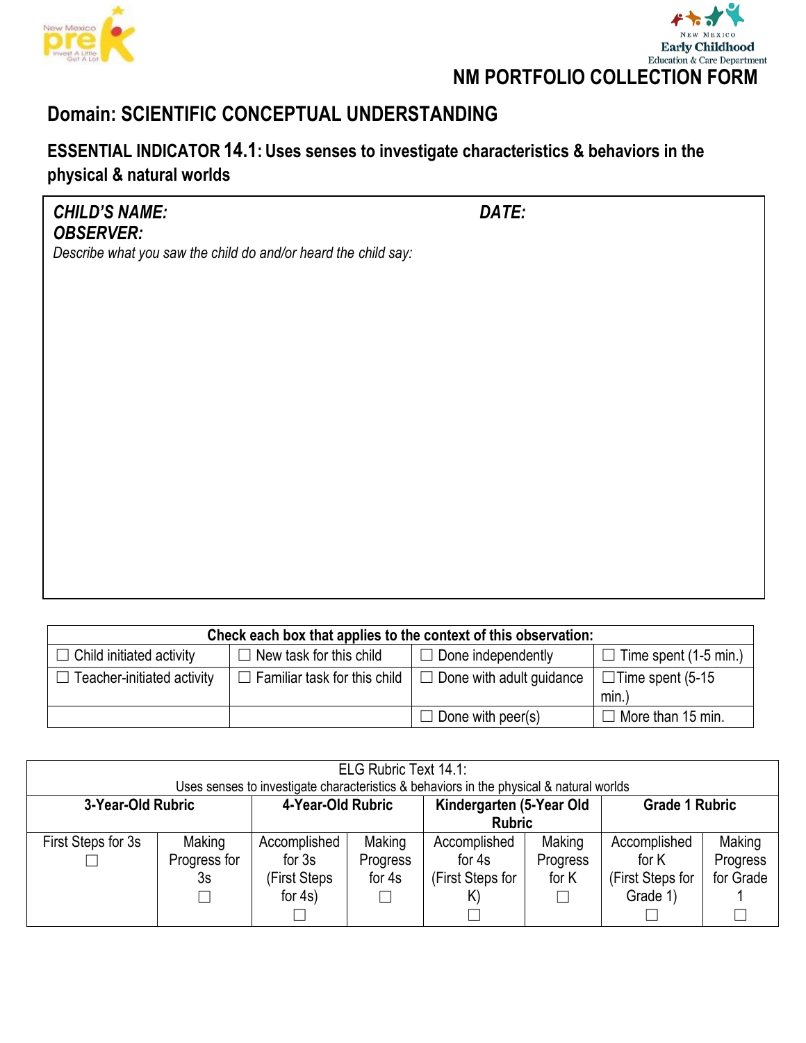New Mexico preK — Invest A Little Get A Lot

New Mexico Early Childhood Education & Care Department

# NM PORTFOLIO COLLECTION FORM

## Domain: SCIENTIFIC CONCEPTUAL UNDERSTANDING

### ESSENTIAL INDICATOR 14.1: Uses senses to investigate characteristics & behaviors in the physical & natural worlds

***CHILD'S NAME:*** ***DATE:***

***OBSERVER:***

*Describe what you saw the child do and/or heard the child say:*

| Check each box that applies to the context of this observation: | | | |
|---|---|---|---|
| ☐ Child initiated activity | ☐ New task for this child | ☐ Done independently | ☐ Time spent (1-5 min.) |
| ☐ Teacher-initiated activity | ☐ Familiar task for this child | ☐ Done with adult guidance | ☐ Time spent (5-15 min.) |
| | | ☐ Done with peer(s) | ☐ More than 15 min. |

| ELG Rubric Text 14.1: Uses senses to investigate characteristics & behaviors in the physical & natural worlds | | | | | | | |
|---|---|---|---|---|---|---|---|
| **3-Year-Old Rubric** | | **4-Year-Old Rubric** | | **Kindergarten (5-Year Old Rubric** | | **Grade 1 Rubric** | |
| First Steps for 3s ☐ | Making Progress for 3s ☐ | Accomplished for 3s (First Steps for 4s) ☐ | Making Progress for 4s ☐ | Accomplished for 4s (First Steps for K) ☐ | Making Progress for K ☐ | Accomplished for K (First Steps for Grade 1) ☐ | Making Progress for Grade 1 ☐ |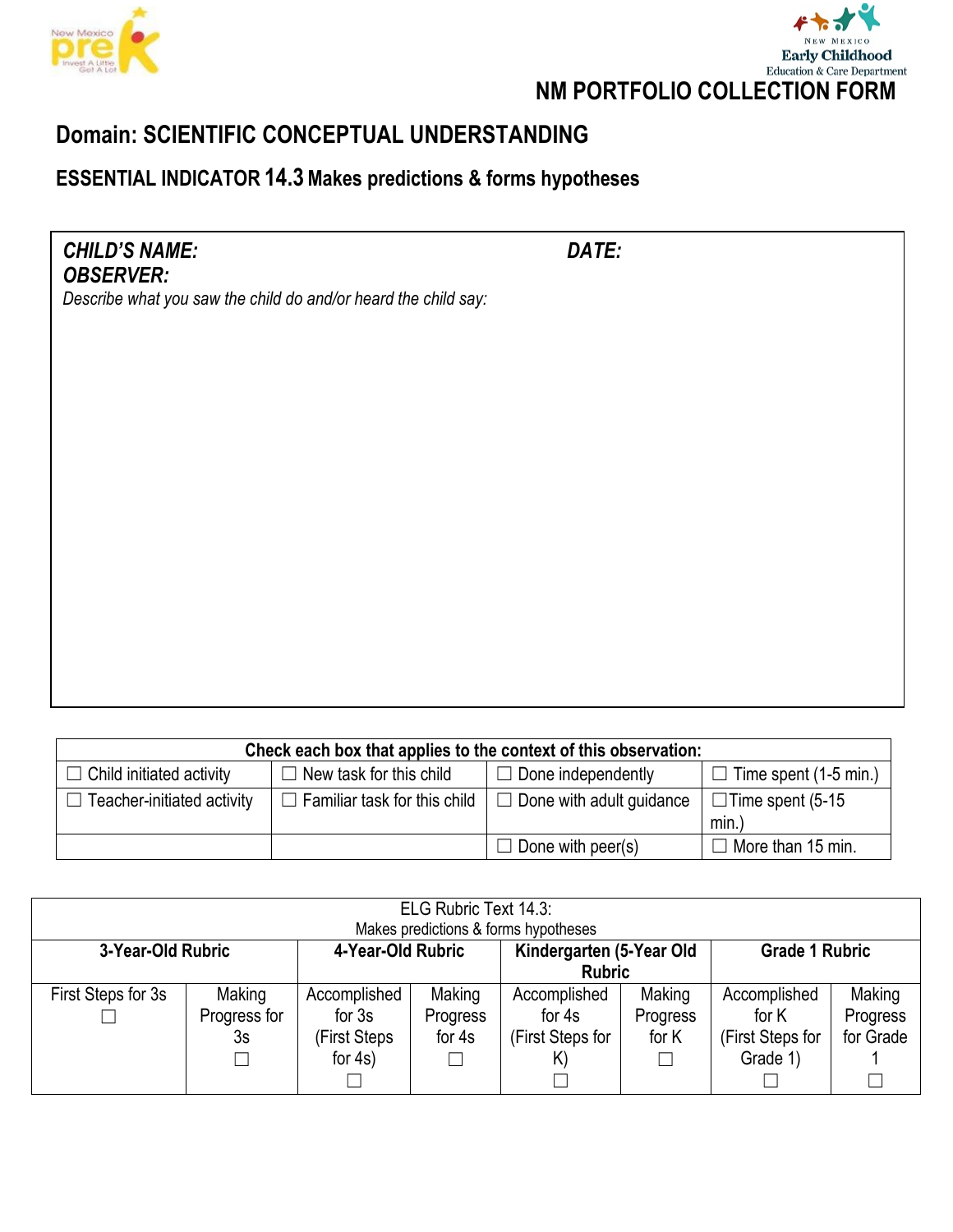NM PORTFOLIO COLLECTION FORM

## Domain: SCIENTIFIC CONCEPTUAL UNDERSTANDING

### ESSENTIAL INDICATOR 14.3 Makes predictions & forms hypotheses

***CHILD'S NAME:*** ***DATE:***

***OBSERVER:***

*Describe what you saw the child do and/or heard the child say:*

| Check each box that applies to the context of this observation: | | | |
|---|---|---|---|
| ☐ Child initiated activity | ☐ New task for this child | ☐ Done independently | ☐ Time spent (1-5 min.) |
| ☐ Teacher-initiated activity | ☐ Familiar task for this child | ☐ Done with adult guidance | ☐Time spent (5-15 min.) |
| | | ☐ Done with peer(s) | ☐ More than 15 min. |

| ELG Rubric Text 14.3: Makes predictions & forms hypotheses | | | | | | | |
|---|---|---|---|---|---|---|---|
| **3-Year-Old Rubric** | | **4-Year-Old Rubric** | | **Kindergarten (5-Year Old Rubric** | | **Grade 1 Rubric** | |
| First Steps for 3s ☐ | Making Progress for 3s ☐ | Accomplished for 3s (First Steps for 4s) ☐ | Making Progress for 4s ☐ | Accomplished for 4s (First Steps for K) ☐ | Making Progress for K ☐ | Accomplished for K (First Steps for Grade 1) ☐ | Making Progress for Grade 1 ☐ |